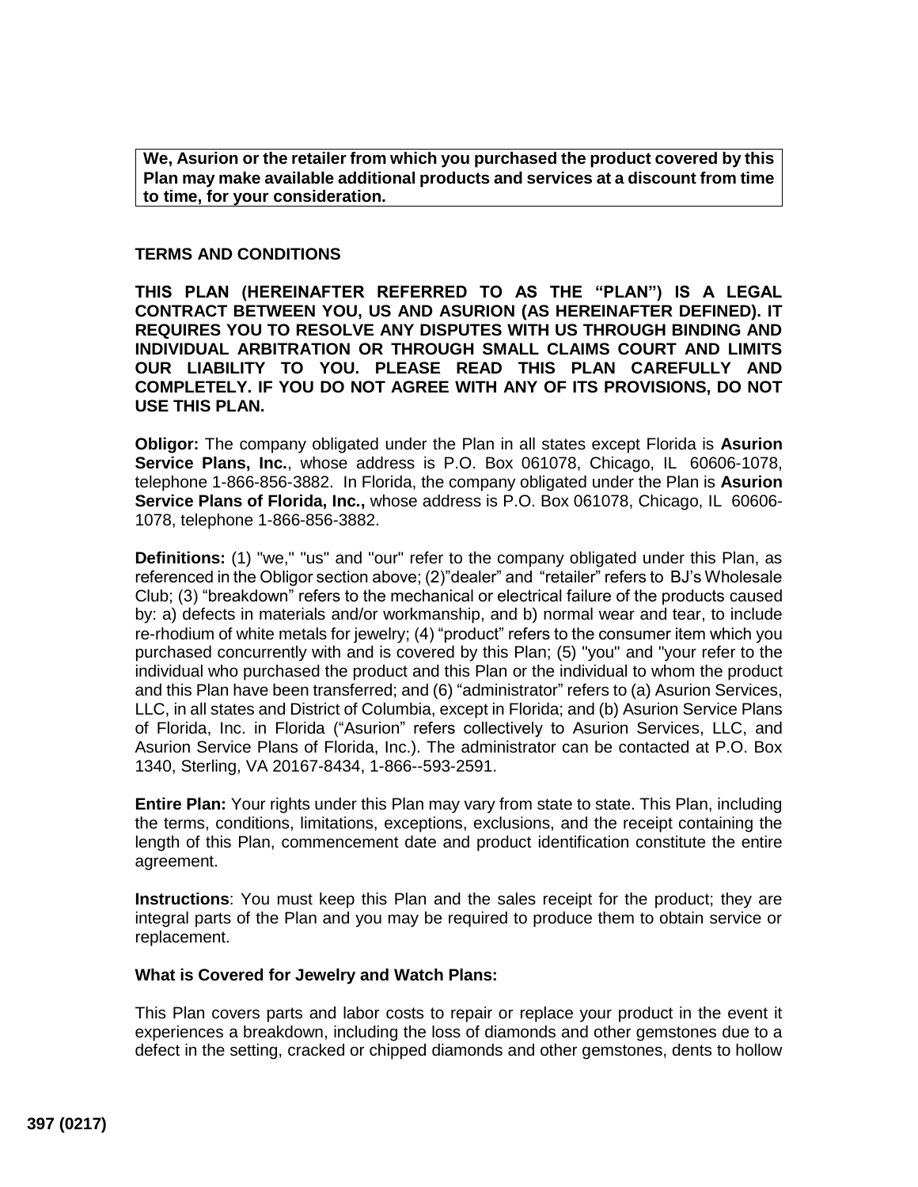**We, Asurion or the retailer from which you purchased the product covered by this Plan may make available additional products and services at a discount from time to time, for your consideration.**

## TERMS AND CONDITIONS

**THIS PLAN (HEREINAFTER REFERRED TO AS THE "PLAN") IS A LEGAL CONTRACT BETWEEN YOU, US AND ASURION (AS HEREINAFTER DEFINED). IT REQUIRES YOU TO RESOLVE ANY DISPUTES WITH US THROUGH BINDING AND INDIVIDUAL ARBITRATION OR THROUGH SMALL CLAIMS COURT AND LIMITS OUR LIABILITY TO YOU. PLEASE READ THIS PLAN CAREFULLY AND COMPLETELY. IF YOU DO NOT AGREE WITH ANY OF ITS PROVISIONS, DO NOT USE THIS PLAN.**

**Obligor:** The company obligated under the Plan in all states except Florida is **Asurion Service Plans, Inc.**, whose address is P.O. Box 061078, Chicago, IL 60606-1078, telephone 1-866-856-3882. In Florida, the company obligated under the Plan is **Asurion Service Plans of Florida, Inc.,** whose address is P.O. Box 061078, Chicago, IL 60606-1078, telephone 1-866-856-3882.

**Definitions:** (1) "we," "us" and "our" refer to the company obligated under this Plan, as referenced in the Obligor section above; (2)"dealer" and "retailer" refers to BJ's Wholesale Club; (3) "breakdown" refers to the mechanical or electrical failure of the products caused by: a) defects in materials and/or workmanship, and b) normal wear and tear, to include re-rhodium of white metals for jewelry; (4) "product" refers to the consumer item which you purchased concurrently with and is covered by this Plan; (5) "you" and "your refer to the individual who purchased the product and this Plan or the individual to whom the product and this Plan have been transferred; and (6) "administrator" refers to (a) Asurion Services, LLC, in all states and District of Columbia, except in Florida; and (b) Asurion Service Plans of Florida, Inc. in Florida ("Asurion" refers collectively to Asurion Services, LLC, and Asurion Service Plans of Florida, Inc.). The administrator can be contacted at P.O. Box 1340, Sterling, VA 20167-8434, 1-866--593-2591.

**Entire Plan:** Your rights under this Plan may vary from state to state. This Plan, including the terms, conditions, limitations, exceptions, exclusions, and the receipt containing the length of this Plan, commencement date and product identification constitute the entire agreement.

**Instructions**: You must keep this Plan and the sales receipt for the product; they are integral parts of the Plan and you may be required to produce them to obtain service or replacement.

### What is Covered for Jewelry and Watch Plans:

This Plan covers parts and labor costs to repair or replace your product in the event it experiences a breakdown, including the loss of diamonds and other gemstones due to a defect in the setting, cracked or chipped diamonds and other gemstones, dents to hollow

397 (0217)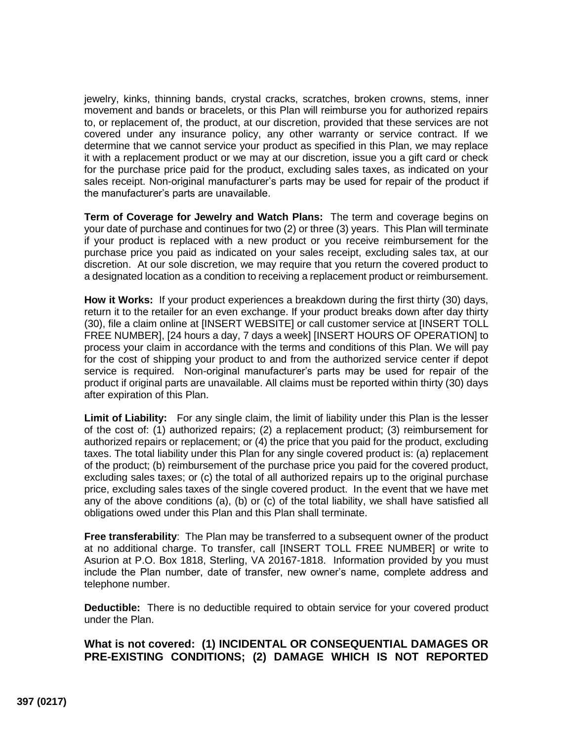jewelry, kinks, thinning bands, crystal cracks, scratches, broken crowns, stems, inner movement and bands or bracelets, or this Plan will reimburse you for authorized repairs to, or replacement of, the product, at our discretion, provided that these services are not covered under any insurance policy, any other warranty or service contract. If we determine that we cannot service your product as specified in this Plan, we may replace it with a replacement product or we may at our discretion, issue you a gift card or check for the purchase price paid for the product, excluding sales taxes, as indicated on your sales receipt. Non-original manufacturer's parts may be used for repair of the product if the manufacturer's parts are unavailable.

**Term of Coverage for Jewelry and Watch Plans:** The term and coverage begins on your date of purchase and continues for two (2) or three (3) years. This Plan will terminate if your product is replaced with a new product or you receive reimbursement for the purchase price you paid as indicated on your sales receipt, excluding sales tax, at our discretion. At our sole discretion, we may require that you return the covered product to a designated location as a condition to receiving a replacement product or reimbursement.

**How it Works:** If your product experiences a breakdown during the first thirty (30) days, return it to the retailer for an even exchange. If your product breaks down after day thirty (30), file a claim online at [INSERT WEBSITE] or call customer service at [INSERT TOLL FREE NUMBER], [24 hours a day, 7 days a week] [INSERT HOURS OF OPERATION] to process your claim in accordance with the terms and conditions of this Plan. We will pay for the cost of shipping your product to and from the authorized service center if depot service is required. Non-original manufacturer's parts may be used for repair of the product if original parts are unavailable. All claims must be reported within thirty (30) days after expiration of this Plan.

**Limit of Liability:** For any single claim, the limit of liability under this Plan is the lesser of the cost of: (1) authorized repairs; (2) a replacement product; (3) reimbursement for authorized repairs or replacement; or (4) the price that you paid for the product, excluding taxes. The total liability under this Plan for any single covered product is: (a) replacement of the product; (b) reimbursement of the purchase price you paid for the covered product, excluding sales taxes; or (c) the total of all authorized repairs up to the original purchase price, excluding sales taxes of the single covered product. In the event that we have met any of the above conditions (a), (b) or (c) of the total liability, we shall have satisfied all obligations owed under this Plan and this Plan shall terminate.

**Free transferability**: The Plan may be transferred to a subsequent owner of the product at no additional charge. To transfer, call [INSERT TOLL FREE NUMBER] or write to Asurion at P.O. Box 1818, Sterling, VA 20167-1818. Information provided by you must include the Plan number, date of transfer, new owner's name, complete address and telephone number.

**Deductible:** There is no deductible required to obtain service for your covered product under the Plan.

**What is not covered: (1) INCIDENTAL OR CONSEQUENTIAL DAMAGES OR PRE-EXISTING CONDITIONS; (2) DAMAGE WHICH IS NOT REPORTED**

397 (0217)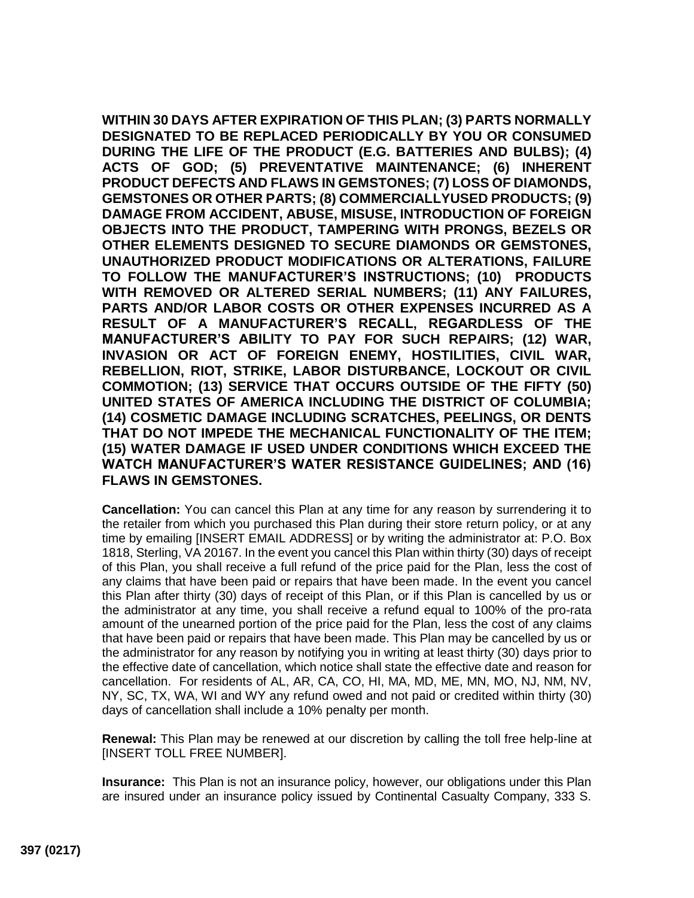**WITHIN 30 DAYS AFTER EXPIRATION OF THIS PLAN; (3) PARTS NORMALLY DESIGNATED TO BE REPLACED PERIODICALLY BY YOU OR CONSUMED DURING THE LIFE OF THE PRODUCT (E.G. BATTERIES AND BULBS); (4) ACTS OF GOD; (5) PREVENTATIVE MAINTENANCE; (6) INHERENT PRODUCT DEFECTS AND FLAWS IN GEMSTONES; (7) LOSS OF DIAMONDS, GEMSTONES OR OTHER PARTS; (8) COMMERCIALLYUSED PRODUCTS; (9) DAMAGE FROM ACCIDENT, ABUSE, MISUSE, INTRODUCTION OF FOREIGN OBJECTS INTO THE PRODUCT, TAMPERING WITH PRONGS, BEZELS OR OTHER ELEMENTS DESIGNED TO SECURE DIAMONDS OR GEMSTONES, UNAUTHORIZED PRODUCT MODIFICATIONS OR ALTERATIONS, FAILURE TO FOLLOW THE MANUFACTURER'S INSTRUCTIONS; (10) PRODUCTS WITH REMOVED OR ALTERED SERIAL NUMBERS; (11) ANY FAILURES, PARTS AND/OR LABOR COSTS OR OTHER EXPENSES INCURRED AS A RESULT OF A MANUFACTURER'S RECALL, REGARDLESS OF THE MANUFACTURER'S ABILITY TO PAY FOR SUCH REPAIRS; (12) WAR, INVASION OR ACT OF FOREIGN ENEMY, HOSTILITIES, CIVIL WAR, REBELLION, RIOT, STRIKE, LABOR DISTURBANCE, LOCKOUT OR CIVIL COMMOTION; (13) SERVICE THAT OCCURS OUTSIDE OF THE FIFTY (50) UNITED STATES OF AMERICA INCLUDING THE DISTRICT OF COLUMBIA; (14) COSMETIC DAMAGE INCLUDING SCRATCHES, PEELINGS, OR DENTS THAT DO NOT IMPEDE THE MECHANICAL FUNCTIONALITY OF THE ITEM; (15) WATER DAMAGE IF USED UNDER CONDITIONS WHICH EXCEED THE WATCH MANUFACTURER'S WATER RESISTANCE GUIDELINES; AND (16) FLAWS IN GEMSTONES.**

**Cancellation:** You can cancel this Plan at any time for any reason by surrendering it to the retailer from which you purchased this Plan during their store return policy, or at any time by emailing [INSERT EMAIL ADDRESS] or by writing the administrator at: P.O. Box 1818, Sterling, VA 20167. In the event you cancel this Plan within thirty (30) days of receipt of this Plan, you shall receive a full refund of the price paid for the Plan, less the cost of any claims that have been paid or repairs that have been made. In the event you cancel this Plan after thirty (30) days of receipt of this Plan, or if this Plan is cancelled by us or the administrator at any time, you shall receive a refund equal to 100% of the pro-rata amount of the unearned portion of the price paid for the Plan, less the cost of any claims that have been paid or repairs that have been made. This Plan may be cancelled by us or the administrator for any reason by notifying you in writing at least thirty (30) days prior to the effective date of cancellation, which notice shall state the effective date and reason for cancellation. For residents of AL, AR, CA, CO, HI, MA, MD, ME, MN, MO, NJ, NM, NV, NY, SC, TX, WA, WI and WY any refund owed and not paid or credited within thirty (30) days of cancellation shall include a 10% penalty per month.

**Renewal:** This Plan may be renewed at our discretion by calling the toll free help-line at [INSERT TOLL FREE NUMBER].

**Insurance:** This Plan is not an insurance policy, however, our obligations under this Plan are insured under an insurance policy issued by Continental Casualty Company, 333 S.

**397 (0217)**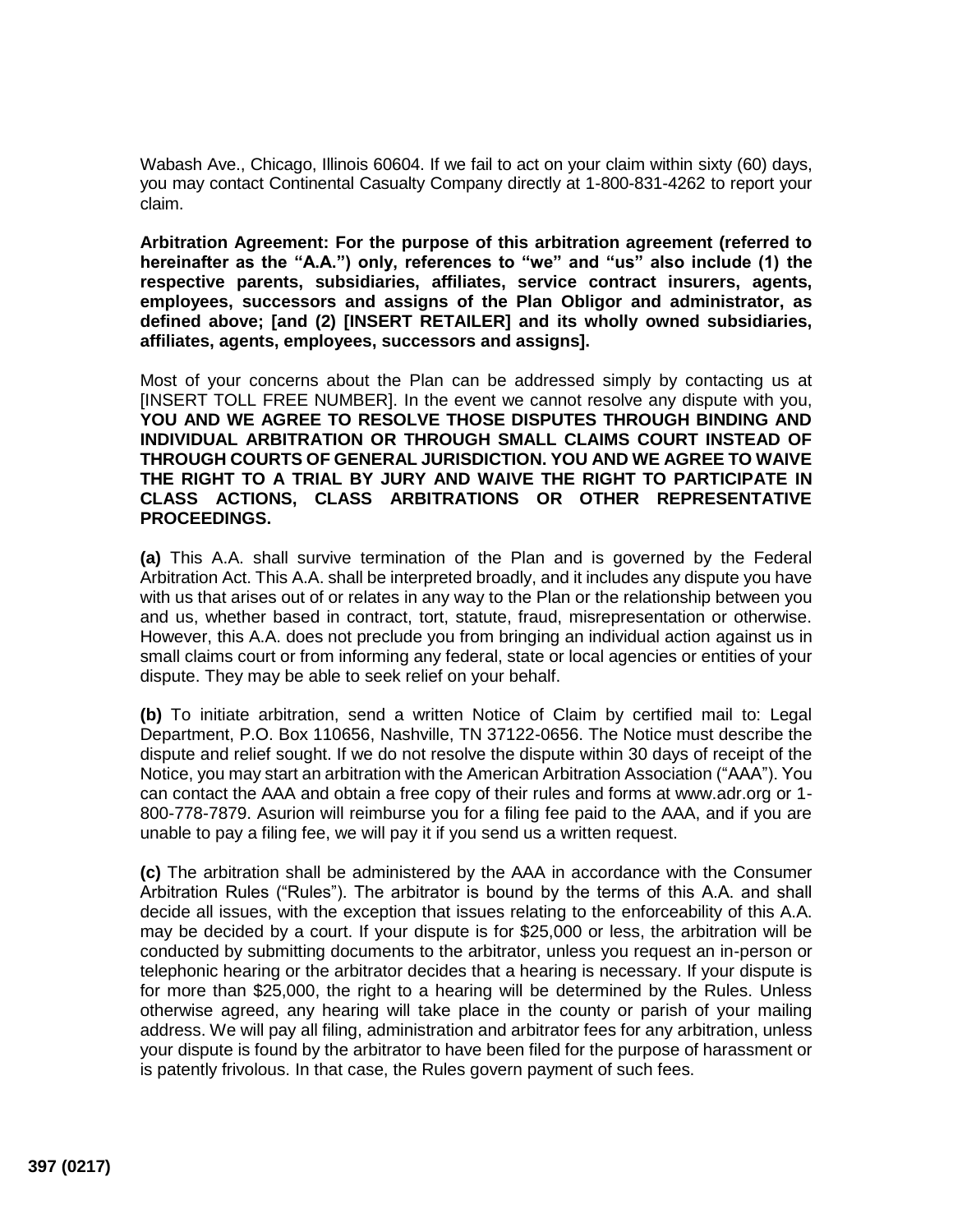Wabash Ave., Chicago, Illinois 60604. If we fail to act on your claim within sixty (60) days, you may contact Continental Casualty Company directly at 1-800-831-4262 to report your claim.

**Arbitration Agreement: For the purpose of this arbitration agreement (referred to hereinafter as the "A.A.") only, references to "we" and "us" also include (1) the respective parents, subsidiaries, affiliates, service contract insurers, agents, employees, successors and assigns of the Plan Obligor and administrator, as defined above; [and (2) [INSERT RETAILER] and its wholly owned subsidiaries, affiliates, agents, employees, successors and assigns].**

Most of your concerns about the Plan can be addressed simply by contacting us at [INSERT TOLL FREE NUMBER]. In the event we cannot resolve any dispute with you, **YOU AND WE AGREE TO RESOLVE THOSE DISPUTES THROUGH BINDING AND INDIVIDUAL ARBITRATION OR THROUGH SMALL CLAIMS COURT INSTEAD OF THROUGH COURTS OF GENERAL JURISDICTION. YOU AND WE AGREE TO WAIVE THE RIGHT TO A TRIAL BY JURY AND WAIVE THE RIGHT TO PARTICIPATE IN CLASS ACTIONS, CLASS ARBITRATIONS OR OTHER REPRESENTATIVE PROCEEDINGS.**

**(a)** This A.A. shall survive termination of the Plan and is governed by the Federal Arbitration Act. This A.A. shall be interpreted broadly, and it includes any dispute you have with us that arises out of or relates in any way to the Plan or the relationship between you and us, whether based in contract, tort, statute, fraud, misrepresentation or otherwise. However, this A.A. does not preclude you from bringing an individual action against us in small claims court or from informing any federal, state or local agencies or entities of your dispute. They may be able to seek relief on your behalf.

**(b)** To initiate arbitration, send a written Notice of Claim by certified mail to: Legal Department, P.O. Box 110656, Nashville, TN 37122-0656. The Notice must describe the dispute and relief sought. If we do not resolve the dispute within 30 days of receipt of the Notice, you may start an arbitration with the American Arbitration Association ("AAA"). You can contact the AAA and obtain a free copy of their rules and forms at www.adr.org or 1-800-778-7879. Asurion will reimburse you for a filing fee paid to the AAA, and if you are unable to pay a filing fee, we will pay it if you send us a written request.

**(c)** The arbitration shall be administered by the AAA in accordance with the Consumer Arbitration Rules ("Rules"). The arbitrator is bound by the terms of this A.A. and shall decide all issues, with the exception that issues relating to the enforceability of this A.A. may be decided by a court. If your dispute is for $25,000 or less, the arbitration will be conducted by submitting documents to the arbitrator, unless you request an in-person or telephonic hearing or the arbitrator decides that a hearing is necessary. If your dispute is for more than $25,000, the right to a hearing will be determined by the Rules. Unless otherwise agreed, any hearing will take place in the county or parish of your mailing address. We will pay all filing, administration and arbitrator fees for any arbitration, unless your dispute is found by the arbitrator to have been filed for the purpose of harassment or is patently frivolous. In that case, the Rules govern payment of such fees.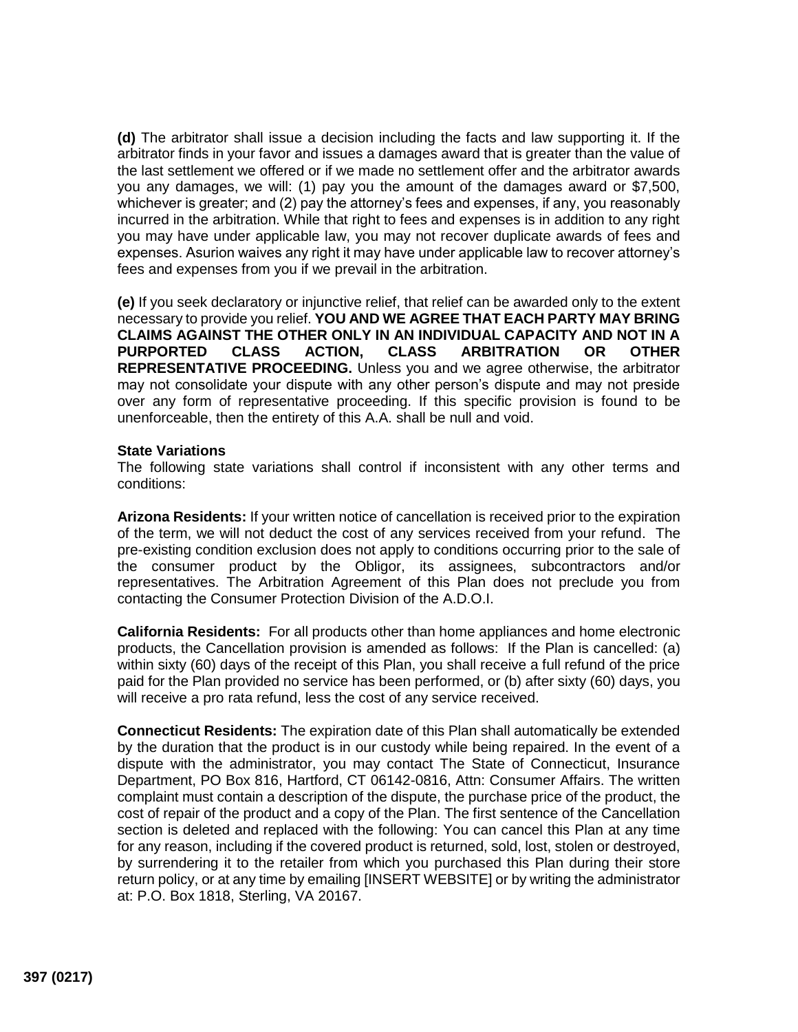**(d)** The arbitrator shall issue a decision including the facts and law supporting it. If the arbitrator finds in your favor and issues a damages award that is greater than the value of the last settlement we offered or if we made no settlement offer and the arbitrator awards you any damages, we will: (1) pay you the amount of the damages award or $7,500, whichever is greater; and (2) pay the attorney's fees and expenses, if any, you reasonably incurred in the arbitration. While that right to fees and expenses is in addition to any right you may have under applicable law, you may not recover duplicate awards of fees and expenses. Asurion waives any right it may have under applicable law to recover attorney's fees and expenses from you if we prevail in the arbitration.

**(e)** If you seek declaratory or injunctive relief, that relief can be awarded only to the extent necessary to provide you relief. **YOU AND WE AGREE THAT EACH PARTY MAY BRING CLAIMS AGAINST THE OTHER ONLY IN AN INDIVIDUAL CAPACITY AND NOT IN A PURPORTED CLASS ACTION, CLASS ARBITRATION OR OTHER REPRESENTATIVE PROCEEDING.** Unless you and we agree otherwise, the arbitrator may not consolidate your dispute with any other person's dispute and may not preside over any form of representative proceeding. If this specific provision is found to be unenforceable, then the entirety of this A.A. shall be null and void.

**State Variations**

The following state variations shall control if inconsistent with any other terms and conditions:

**Arizona Residents:** If your written notice of cancellation is received prior to the expiration of the term, we will not deduct the cost of any services received from your refund. The pre-existing condition exclusion does not apply to conditions occurring prior to the sale of the consumer product by the Obligor, its assignees, subcontractors and/or representatives. The Arbitration Agreement of this Plan does not preclude you from contacting the Consumer Protection Division of the A.D.O.I.

**California Residents:** For all products other than home appliances and home electronic products, the Cancellation provision is amended as follows: If the Plan is cancelled: (a) within sixty (60) days of the receipt of this Plan, you shall receive a full refund of the price paid for the Plan provided no service has been performed, or (b) after sixty (60) days, you will receive a pro rata refund, less the cost of any service received.

**Connecticut Residents:** The expiration date of this Plan shall automatically be extended by the duration that the product is in our custody while being repaired. In the event of a dispute with the administrator, you may contact The State of Connecticut, Insurance Department, PO Box 816, Hartford, CT 06142-0816, Attn: Consumer Affairs. The written complaint must contain a description of the dispute, the purchase price of the product, the cost of repair of the product and a copy of the Plan. The first sentence of the Cancellation section is deleted and replaced with the following: You can cancel this Plan at any time for any reason, including if the covered product is returned, sold, lost, stolen or destroyed, by surrendering it to the retailer from which you purchased this Plan during their store return policy, or at any time by emailing [INSERT WEBSITE] or by writing the administrator at: P.O. Box 1818, Sterling, VA 20167.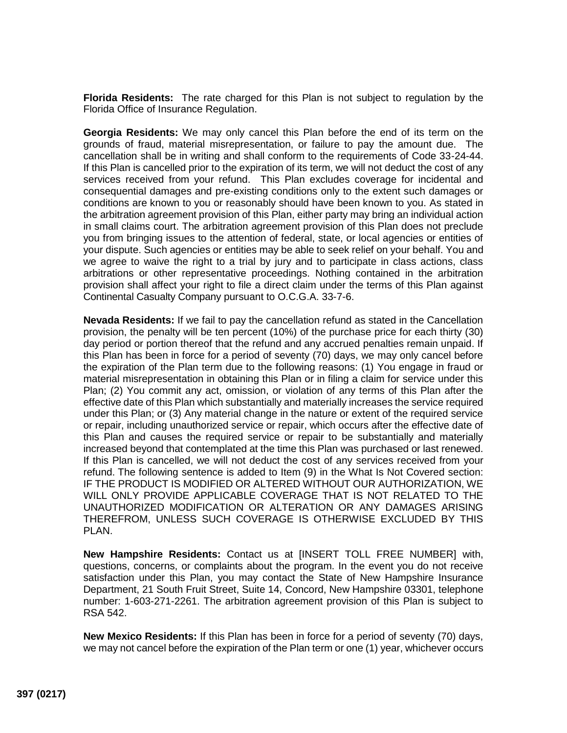**Florida Residents:** The rate charged for this Plan is not subject to regulation by the Florida Office of Insurance Regulation.

**Georgia Residents:** We may only cancel this Plan before the end of its term on the grounds of fraud, material misrepresentation, or failure to pay the amount due. The cancellation shall be in writing and shall conform to the requirements of Code 33-24-44. If this Plan is cancelled prior to the expiration of its term, we will not deduct the cost of any services received from your refund. This Plan excludes coverage for incidental and consequential damages and pre-existing conditions only to the extent such damages or conditions are known to you or reasonably should have been known to you. As stated in the arbitration agreement provision of this Plan, either party may bring an individual action in small claims court. The arbitration agreement provision of this Plan does not preclude you from bringing issues to the attention of federal, state, or local agencies or entities of your dispute. Such agencies or entities may be able to seek relief on your behalf. You and we agree to waive the right to a trial by jury and to participate in class actions, class arbitrations or other representative proceedings. Nothing contained in the arbitration provision shall affect your right to file a direct claim under the terms of this Plan against Continental Casualty Company pursuant to O.C.G.A. 33-7-6.

**Nevada Residents:** If we fail to pay the cancellation refund as stated in the Cancellation provision, the penalty will be ten percent (10%) of the purchase price for each thirty (30) day period or portion thereof that the refund and any accrued penalties remain unpaid. If this Plan has been in force for a period of seventy (70) days, we may only cancel before the expiration of the Plan term due to the following reasons: (1) You engage in fraud or material misrepresentation in obtaining this Plan or in filing a claim for service under this Plan; (2) You commit any act, omission, or violation of any terms of this Plan after the effective date of this Plan which substantially and materially increases the service required under this Plan; or (3) Any material change in the nature or extent of the required service or repair, including unauthorized service or repair, which occurs after the effective date of this Plan and causes the required service or repair to be substantially and materially increased beyond that contemplated at the time this Plan was purchased or last renewed. If this Plan is cancelled, we will not deduct the cost of any services received from your refund. The following sentence is added to Item (9) in the What Is Not Covered section: IF THE PRODUCT IS MODIFIED OR ALTERED WITHOUT OUR AUTHORIZATION, WE WILL ONLY PROVIDE APPLICABLE COVERAGE THAT IS NOT RELATED TO THE UNAUTHORIZED MODIFICATION OR ALTERATION OR ANY DAMAGES ARISING THEREFROM, UNLESS SUCH COVERAGE IS OTHERWISE EXCLUDED BY THIS PLAN.

**New Hampshire Residents:** Contact us at [INSERT TOLL FREE NUMBER] with, questions, concerns, or complaints about the program. In the event you do not receive satisfaction under this Plan, you may contact the State of New Hampshire Insurance Department, 21 South Fruit Street, Suite 14, Concord, New Hampshire 03301, telephone number: 1-603-271-2261. The arbitration agreement provision of this Plan is subject to RSA 542.

**New Mexico Residents:** If this Plan has been in force for a period of seventy (70) days, we may not cancel before the expiration of the Plan term or one (1) year, whichever occurs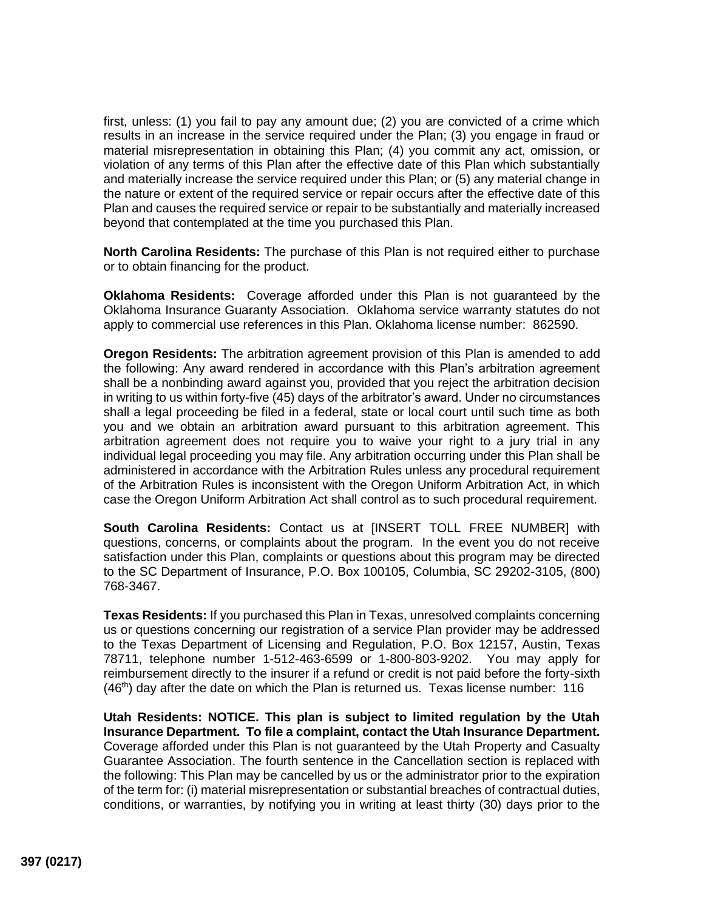first, unless: (1) you fail to pay any amount due; (2) you are convicted of a crime which results in an increase in the service required under the Plan; (3) you engage in fraud or material misrepresentation in obtaining this Plan; (4) you commit any act, omission, or violation of any terms of this Plan after the effective date of this Plan which substantially and materially increase the service required under this Plan; or (5) any material change in the nature or extent of the required service or repair occurs after the effective date of this Plan and causes the required service or repair to be substantially and materially increased beyond that contemplated at the time you purchased this Plan.

**North Carolina Residents:** The purchase of this Plan is not required either to purchase or to obtain financing for the product.

**Oklahoma Residents:** Coverage afforded under this Plan is not guaranteed by the Oklahoma Insurance Guaranty Association. Oklahoma service warranty statutes do not apply to commercial use references in this Plan. Oklahoma license number: 862590.

**Oregon Residents:** The arbitration agreement provision of this Plan is amended to add the following: Any award rendered in accordance with this Plan's arbitration agreement shall be a nonbinding award against you, provided that you reject the arbitration decision in writing to us within forty-five (45) days of the arbitrator's award. Under no circumstances shall a legal proceeding be filed in a federal, state or local court until such time as both you and we obtain an arbitration award pursuant to this arbitration agreement. This arbitration agreement does not require you to waive your right to a jury trial in any individual legal proceeding you may file. Any arbitration occurring under this Plan shall be administered in accordance with the Arbitration Rules unless any procedural requirement of the Arbitration Rules is inconsistent with the Oregon Uniform Arbitration Act, in which case the Oregon Uniform Arbitration Act shall control as to such procedural requirement.

**South Carolina Residents:** Contact us at [INSERT TOLL FREE NUMBER] with questions, concerns, or complaints about the program. In the event you do not receive satisfaction under this Plan, complaints or questions about this program may be directed to the SC Department of Insurance, P.O. Box 100105, Columbia, SC 29202-3105, (800) 768-3467.

**Texas Residents:** If you purchased this Plan in Texas, unresolved complaints concerning us or questions concerning our registration of a service Plan provider may be addressed to the Texas Department of Licensing and Regulation, P.O. Box 12157, Austin, Texas 78711, telephone number 1-512-463-6599 or 1-800-803-9202. You may apply for reimbursement directly to the insurer if a refund or credit is not paid before the forty-sixth (46th) day after the date on which the Plan is returned us. Texas license number: 116

**Utah Residents: NOTICE. This plan is subject to limited regulation by the Utah Insurance Department. To file a complaint, contact the Utah Insurance Department.** Coverage afforded under this Plan is not guaranteed by the Utah Property and Casualty Guarantee Association. The fourth sentence in the Cancellation section is replaced with the following: This Plan may be cancelled by us or the administrator prior to the expiration of the term for: (i) material misrepresentation or substantial breaches of contractual duties, conditions, or warranties, by notifying you in writing at least thirty (30) days prior to the

**397 (0217)**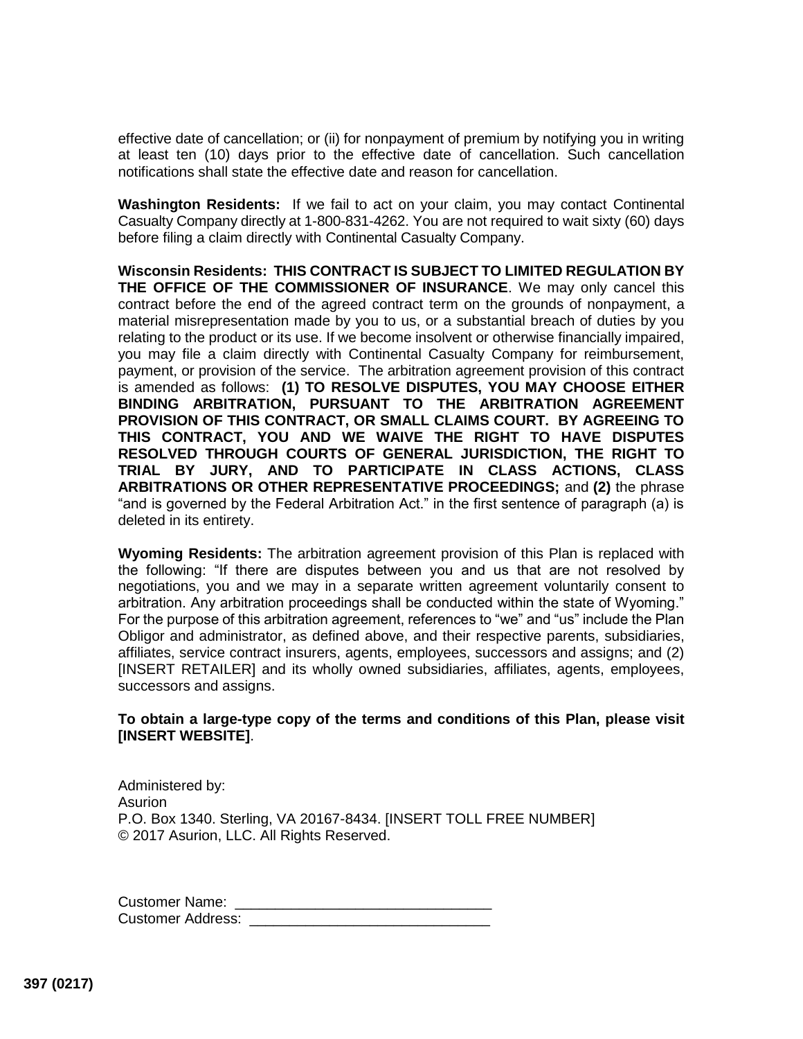effective date of cancellation; or (ii) for nonpayment of premium by notifying you in writing at least ten (10) days prior to the effective date of cancellation. Such cancellation notifications shall state the effective date and reason for cancellation.

**Washington Residents:** If we fail to act on your claim, you may contact Continental Casualty Company directly at 1-800-831-4262. You are not required to wait sixty (60) days before filing a claim directly with Continental Casualty Company.

**Wisconsin Residents: THIS CONTRACT IS SUBJECT TO LIMITED REGULATION BY THE OFFICE OF THE COMMISSIONER OF INSURANCE**. We may only cancel this contract before the end of the agreed contract term on the grounds of nonpayment, a material misrepresentation made by you to us, or a substantial breach of duties by you relating to the product or its use. If we become insolvent or otherwise financially impaired, you may file a claim directly with Continental Casualty Company for reimbursement, payment, or provision of the service. The arbitration agreement provision of this contract is amended as follows: **(1) TO RESOLVE DISPUTES, YOU MAY CHOOSE EITHER BINDING ARBITRATION, PURSUANT TO THE ARBITRATION AGREEMENT PROVISION OF THIS CONTRACT, OR SMALL CLAIMS COURT. BY AGREEING TO THIS CONTRACT, YOU AND WE WAIVE THE RIGHT TO HAVE DISPUTES RESOLVED THROUGH COURTS OF GENERAL JURISDICTION, THE RIGHT TO TRIAL BY JURY, AND TO PARTICIPATE IN CLASS ACTIONS, CLASS ARBITRATIONS OR OTHER REPRESENTATIVE PROCEEDINGS;** and **(2)** the phrase "and is governed by the Federal Arbitration Act." in the first sentence of paragraph (a) is deleted in its entirety.

**Wyoming Residents:** The arbitration agreement provision of this Plan is replaced with the following: "If there are disputes between you and us that are not resolved by negotiations, you and we may in a separate written agreement voluntarily consent to arbitration. Any arbitration proceedings shall be conducted within the state of Wyoming." For the purpose of this arbitration agreement, references to "we" and "us" include the Plan Obligor and administrator, as defined above, and their respective parents, subsidiaries, affiliates, service contract insurers, agents, employees, successors and assigns; and (2) [INSERT RETAILER] and its wholly owned subsidiaries, affiliates, agents, employees, successors and assigns.

**To obtain a large-type copy of the terms and conditions of this Plan, please visit [INSERT WEBSITE]**.

Administered by:
Asurion
P.O. Box 1340. Sterling, VA 20167-8434. [INSERT TOLL FREE NUMBER]
© 2017 Asurion, LLC. All Rights Reserved.

Customer Name: ________________________________
Customer Address: ______________________________

**397 (0217)**